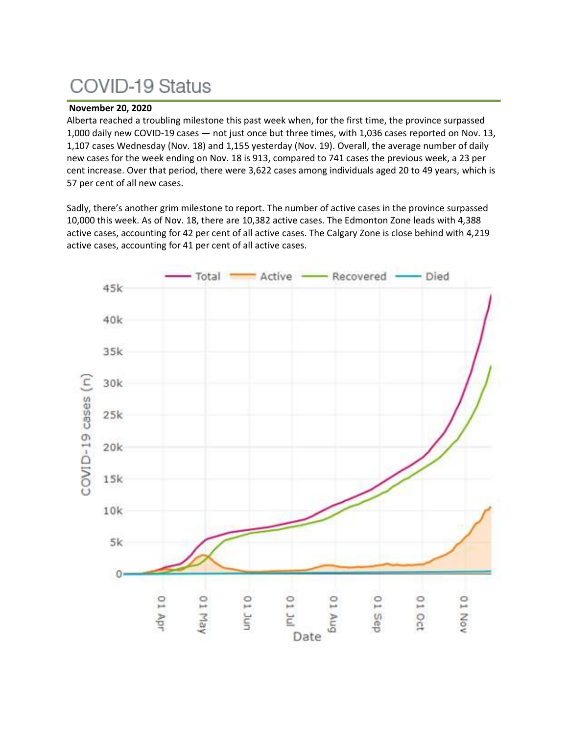# COVID-19 Status

**November 20, 2020**

Alberta reached a troubling milestone this past week when, for the first time, the province surpassed 1,000 daily new COVID-19 cases — not just once but three times, with 1,036 cases reported on Nov. 13, 1,107 cases Wednesday (Nov. 18) and 1,155 yesterday (Nov. 19). Overall, the average number of daily new cases for the week ending on Nov. 18 is 913, compared to 741 cases the previous week, a 23 per cent increase. Over that period, there were 3,622 cases among individuals aged 20 to 49 years, which is 57 per cent of all new cases.

Sadly, there's another grim milestone to report. The number of active cases in the province surpassed 10,000 this week. As of Nov. 18, there are 10,382 active cases. The Edmonton Zone leads with 4,388 active cases, accounting for 42 per cent of all active cases. The Calgary Zone is close behind with 4,219 active cases, accounting for 41 per cent of all active cases.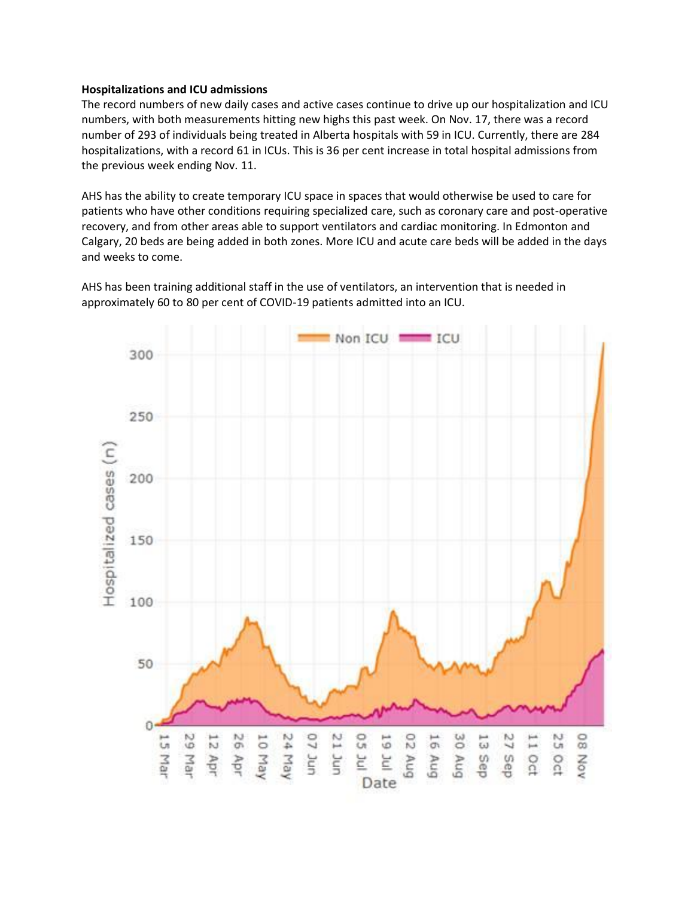**Hospitalizations and ICU admissions**

The record numbers of new daily cases and active cases continue to drive up our hospitalization and ICU numbers, with both measurements hitting new highs this past week. On Nov. 17, there was a record number of 293 of individuals being treated in Alberta hospitals with 59 in ICU. Currently, there are 284 hospitalizations, with a record 61 in ICUs. This is 36 per cent increase in total hospital admissions from the previous week ending Nov. 11.

AHS has the ability to create temporary ICU space in spaces that would otherwise be used to care for patients who have other conditions requiring specialized care, such as coronary care and post-operative recovery, and from other areas able to support ventilators and cardiac monitoring. In Edmonton and Calgary, 20 beds are being added in both zones. More ICU and acute care beds will be added in the days and weeks to come.

AHS has been training additional staff in the use of ventilators, an intervention that is needed in approximately 60 to 80 per cent of COVID-19 patients admitted into an ICU.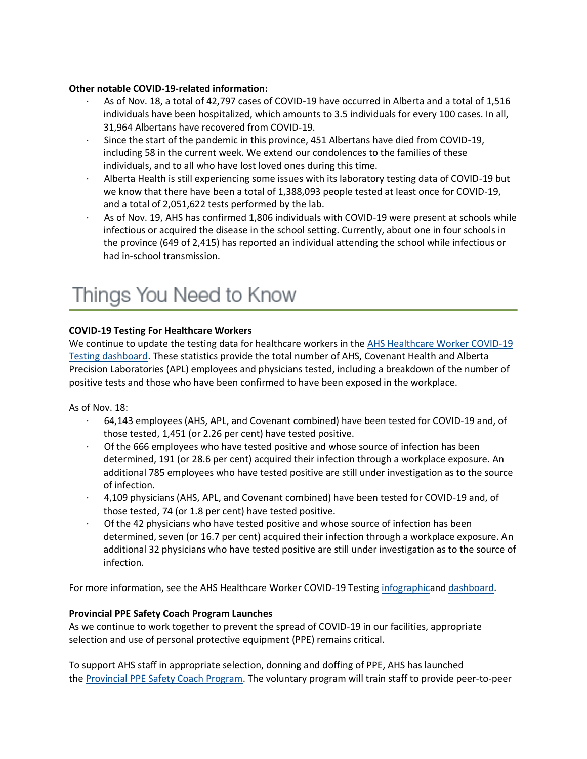**Other notable COVID-19-related information:**

- As of Nov. 18, a total of 42,797 cases of COVID-19 have occurred in Alberta and a total of 1,516 individuals have been hospitalized, which amounts to 3.5 individuals for every 100 cases. In all, 31,964 Albertans have recovered from COVID-19.
- Since the start of the pandemic in this province, 451 Albertans have died from COVID-19, including 58 in the current week. We extend our condolences to the families of these individuals, and to all who have lost loved ones during this time.
- Alberta Health is still experiencing some issues with its laboratory testing data of COVID-19 but we know that there have been a total of 1,388,093 people tested at least once for COVID-19, and a total of 2,051,622 tests performed by the lab.
- As of Nov. 19, AHS has confirmed 1,806 individuals with COVID-19 were present at schools while infectious or acquired the disease in the school setting. Currently, about one in four schools in the province (649 of 2,415) has reported an individual attending the school while infectious or had in-school transmission.

# Things You Need to Know

**COVID-19 Testing For Healthcare Workers**

We continue to update the testing data for healthcare workers in the AHS Healthcare Worker COVID-19 Testing dashboard. These statistics provide the total number of AHS, Covenant Health and Alberta Precision Laboratories (APL) employees and physicians tested, including a breakdown of the number of positive tests and those who have been confirmed to have been exposed in the workplace.

As of Nov. 18:

- 64,143 employees (AHS, APL, and Covenant combined) have been tested for COVID-19 and, of those tested, 1,451 (or 2.26 per cent) have tested positive.
- Of the 666 employees who have tested positive and whose source of infection has been determined, 191 (or 28.6 per cent) acquired their infection through a workplace exposure. An additional 785 employees who have tested positive are still under investigation as to the source of infection.
- 4,109 physicians (AHS, APL, and Covenant combined) have been tested for COVID-19 and, of those tested, 74 (or 1.8 per cent) have tested positive.
- Of the 42 physicians who have tested positive and whose source of infection has been determined, seven (or 16.7 per cent) acquired their infection through a workplace exposure. An additional 32 physicians who have tested positive are still under investigation as to the source of infection.

For more information, see the AHS Healthcare Worker COVID-19 Testing infographicand dashboard.

**Provincial PPE Safety Coach Program Launches**

As we continue to work together to prevent the spread of COVID-19 in our facilities, appropriate selection and use of personal protective equipment (PPE) remains critical.

To support AHS staff in appropriate selection, donning and doffing of PPE, AHS has launched the Provincial PPE Safety Coach Program. The voluntary program will train staff to provide peer-to-peer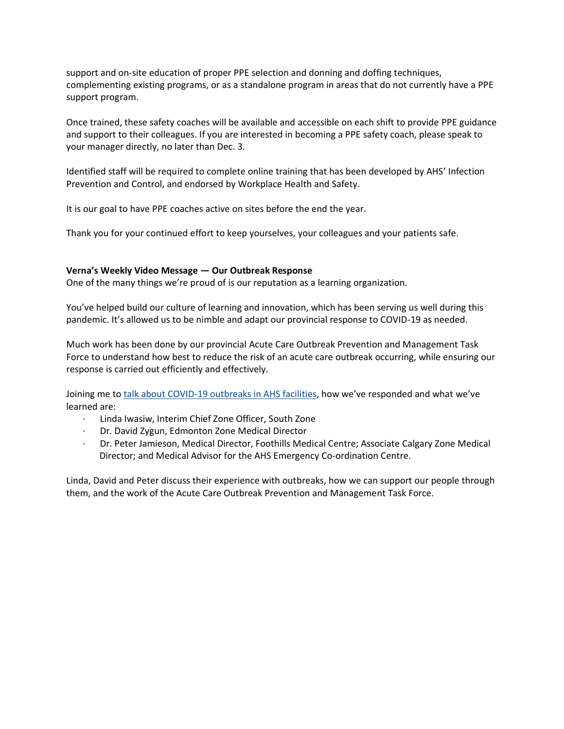support and on-site education of proper PPE selection and donning and doffing techniques, complementing existing programs, or as a standalone program in areas that do not currently have a PPE support program.

Once trained, these safety coaches will be available and accessible on each shift to provide PPE guidance and support to their colleagues. If you are interested in becoming a PPE safety coach, please speak to your manager directly, no later than Dec. 3.

Identified staff will be required to complete online training that has been developed by AHS' Infection Prevention and Control, and endorsed by Workplace Health and Safety.

It is our goal to have PPE coaches active on sites before the end the year.

Thank you for your continued effort to keep yourselves, your colleagues and your patients safe.

**Verna's Weekly Video Message — Our Outbreak Response**

One of the many things we're proud of is our reputation as a learning organization.

You've helped build our culture of learning and innovation, which has been serving us well during this pandemic. It's allowed us to be nimble and adapt our provincial response to COVID-19 as needed.

Much work has been done by our provincial Acute Care Outbreak Prevention and Management Task Force to understand how best to reduce the risk of an acute care outbreak occurring, while ensuring our response is carried out efficiently and effectively.

Joining me to talk about COVID-19 outbreaks in AHS facilities, how we've responded and what we've learned are:

- Linda Iwasiw, Interim Chief Zone Officer, South Zone
- Dr. David Zygun, Edmonton Zone Medical Director
- Dr. Peter Jamieson, Medical Director, Foothills Medical Centre; Associate Calgary Zone Medical Director; and Medical Advisor for the AHS Emergency Co-ordination Centre.

Linda, David and Peter discuss their experience with outbreaks, how we can support our people through them, and the work of the Acute Care Outbreak Prevention and Management Task Force.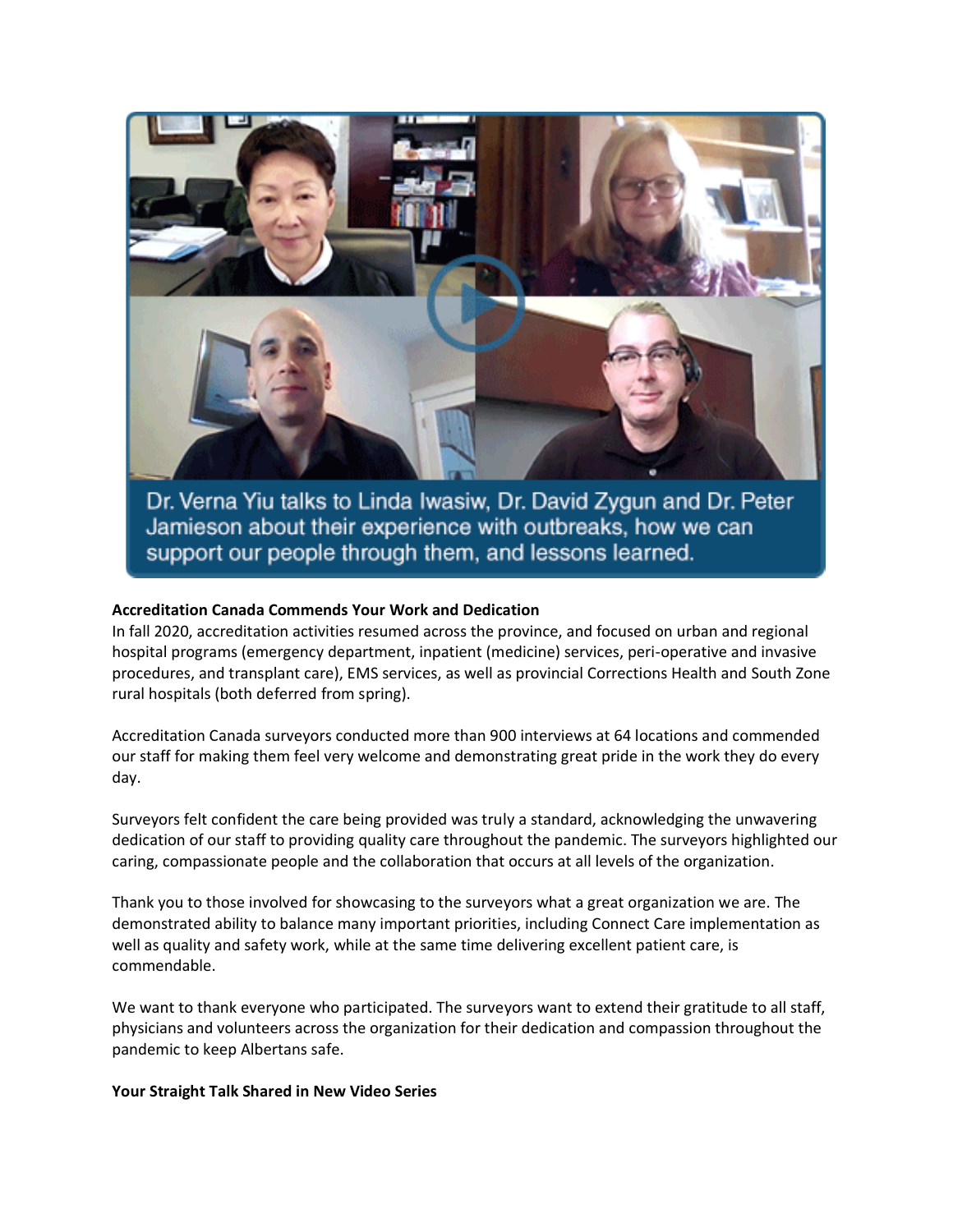Dr. Verna Yiu talks to Linda Iwasiw, Dr. David Zygun and Dr. Peter Jamieson about their experience with outbreaks, how we can support our people through them, and lessons learned.

**Accreditation Canada Commends Your Work and Dedication**

In fall 2020, accreditation activities resumed across the province, and focused on urban and regional hospital programs (emergency department, inpatient (medicine) services, peri-operative and invasive procedures, and transplant care), EMS services, as well as provincial Corrections Health and South Zone rural hospitals (both deferred from spring).

Accreditation Canada surveyors conducted more than 900 interviews at 64 locations and commended our staff for making them feel very welcome and demonstrating great pride in the work they do every day.

Surveyors felt confident the care being provided was truly a standard, acknowledging the unwavering dedication of our staff to providing quality care throughout the pandemic. The surveyors highlighted our caring, compassionate people and the collaboration that occurs at all levels of the organization.

Thank you to those involved for showcasing to the surveyors what a great organization we are. The demonstrated ability to balance many important priorities, including Connect Care implementation as well as quality and safety work, while at the same time delivering excellent patient care, is commendable.

We want to thank everyone who participated. The surveyors want to extend their gratitude to all staff, physicians and volunteers across the organization for their dedication and compassion throughout the pandemic to keep Albertans safe.

**Your Straight Talk Shared in New Video Series**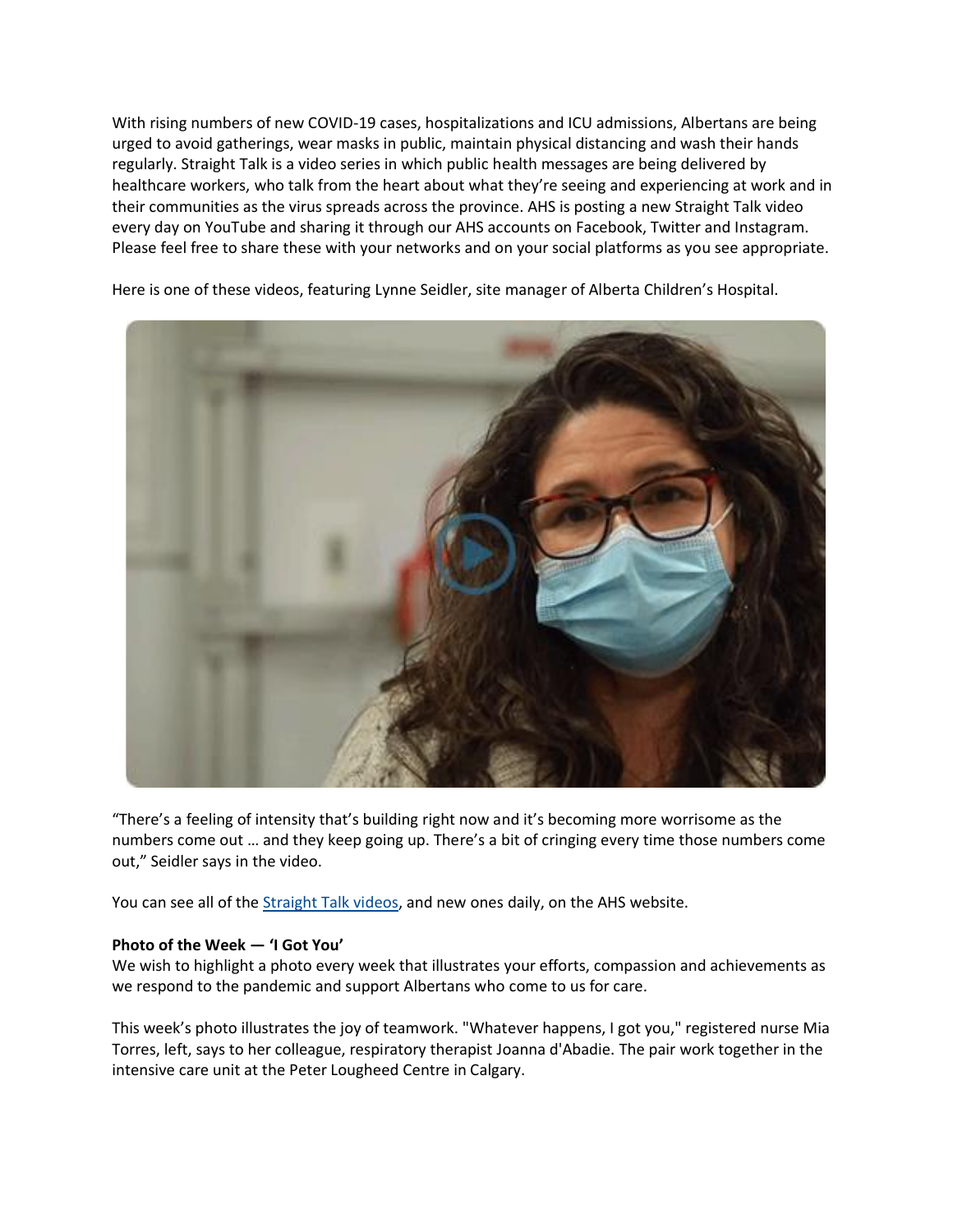With rising numbers of new COVID-19 cases, hospitalizations and ICU admissions, Albertans are being urged to avoid gatherings, wear masks in public, maintain physical distancing and wash their hands regularly. Straight Talk is a video series in which public health messages are being delivered by healthcare workers, who talk from the heart about what they're seeing and experiencing at work and in their communities as the virus spreads across the province. AHS is posting a new Straight Talk video every day on YouTube and sharing it through our AHS accounts on Facebook, Twitter and Instagram. Please feel free to share these with your networks and on your social platforms as you see appropriate.

Here is one of these videos, featuring Lynne Seidler, site manager of Alberta Children's Hospital.

"There's a feeling of intensity that's building right now and it's becoming more worrisome as the numbers come out … and they keep going up. There's a bit of cringing every time those numbers come out," Seidler says in the video.

You can see all of the [Straight Talk videos](), and new ones daily, on the AHS website.

**Photo of the Week — 'I Got You'**

We wish to highlight a photo every week that illustrates your efforts, compassion and achievements as we respond to the pandemic and support Albertans who come to us for care.

This week's photo illustrates the joy of teamwork. "Whatever happens, I got you," registered nurse Mia Torres, left, says to her colleague, respiratory therapist Joanna d'Abadie. The pair work together in the intensive care unit at the Peter Lougheed Centre in Calgary.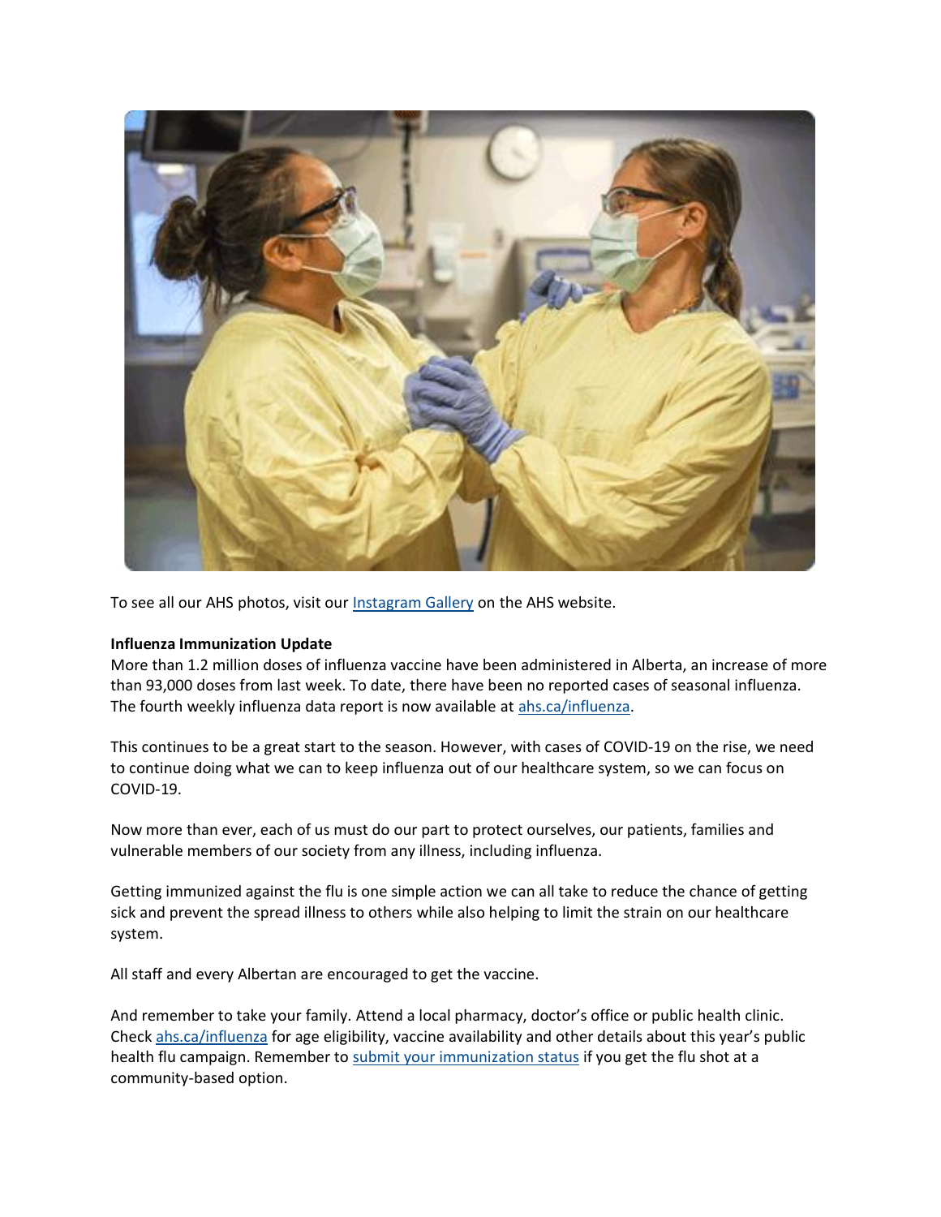To see all our AHS photos, visit our Instagram Gallery on the AHS website.

**Influenza Immunization Update**

More than 1.2 million doses of influenza vaccine have been administered in Alberta, an increase of more than 93,000 doses from last week. To date, there have been no reported cases of seasonal influenza. The fourth weekly influenza data report is now available at ahs.ca/influenza.

This continues to be a great start to the season. However, with cases of COVID-19 on the rise, we need to continue doing what we can to keep influenza out of our healthcare system, so we can focus on COVID-19.

Now more than ever, each of us must do our part to protect ourselves, our patients, families and vulnerable members of our society from any illness, including influenza.

Getting immunized against the flu is one simple action we can all take to reduce the chance of getting sick and prevent the spread illness to others while also helping to limit the strain on our healthcare system.

All staff and every Albertan are encouraged to get the vaccine.

And remember to take your family. Attend a local pharmacy, doctor's office or public health clinic. Check ahs.ca/influenza for age eligibility, vaccine availability and other details about this year's public health flu campaign. Remember to submit your immunization status if you get the flu shot at a community-based option.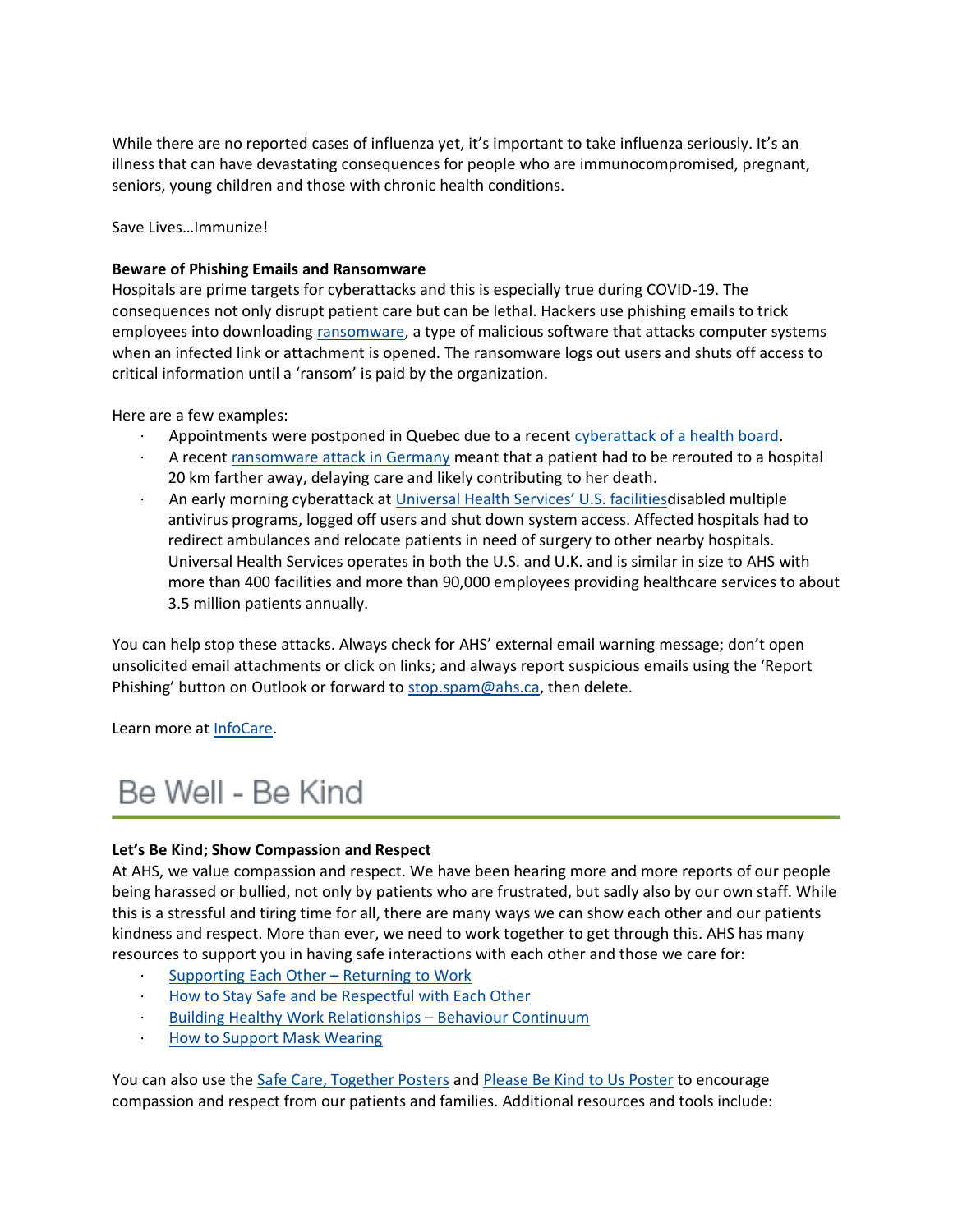While there are no reported cases of influenza yet, it's important to take influenza seriously. It's an illness that can have devastating consequences for people who are immunocompromised, pregnant, seniors, young children and those with chronic health conditions.

Save Lives…Immunize!

**Beware of Phishing Emails and Ransomware**

Hospitals are prime targets for cyberattacks and this is especially true during COVID-19. The consequences not only disrupt patient care but can be lethal. Hackers use phishing emails to trick employees into downloading ransomware, a type of malicious software that attacks computer systems when an infected link or attachment is opened. The ransomware logs out users and shuts off access to critical information until a 'ransom' is paid by the organization.

Here are a few examples:

- Appointments were postponed in Quebec due to a recent cyberattack of a health board.
- A recent ransomware attack in Germany meant that a patient had to be rerouted to a hospital 20 km farther away, delaying care and likely contributing to her death.
- An early morning cyberattack at Universal Health Services' U.S. facilitiesdisabled multiple antivirus programs, logged off users and shut down system access. Affected hospitals had to redirect ambulances and relocate patients in need of surgery to other nearby hospitals. Universal Health Services operates in both the U.S. and U.K. and is similar in size to AHS with more than 400 facilities and more than 90,000 employees providing healthcare services to about 3.5 million patients annually.

You can help stop these attacks. Always check for AHS' external email warning message; don't open unsolicited email attachments or click on links; and always report suspicious emails using the 'Report Phishing' button on Outlook or forward to stop.spam@ahs.ca, then delete.

Learn more at InfoCare.

# Be Well - Be Kind

**Let's Be Kind; Show Compassion and Respect**

At AHS, we value compassion and respect. We have been hearing more and more reports of our people being harassed or bullied, not only by patients who are frustrated, but sadly also by our own staff. While this is a stressful and tiring time for all, there are many ways we can show each other and our patients kindness and respect. More than ever, we need to work together to get through this. AHS has many resources to support you in having safe interactions with each other and those we care for:

- Supporting Each Other – Returning to Work
- How to Stay Safe and be Respectful with Each Other
- Building Healthy Work Relationships – Behaviour Continuum
- How to Support Mask Wearing

You can also use the Safe Care, Together Posters and Please Be Kind to Us Poster to encourage compassion and respect from our patients and families. Additional resources and tools include: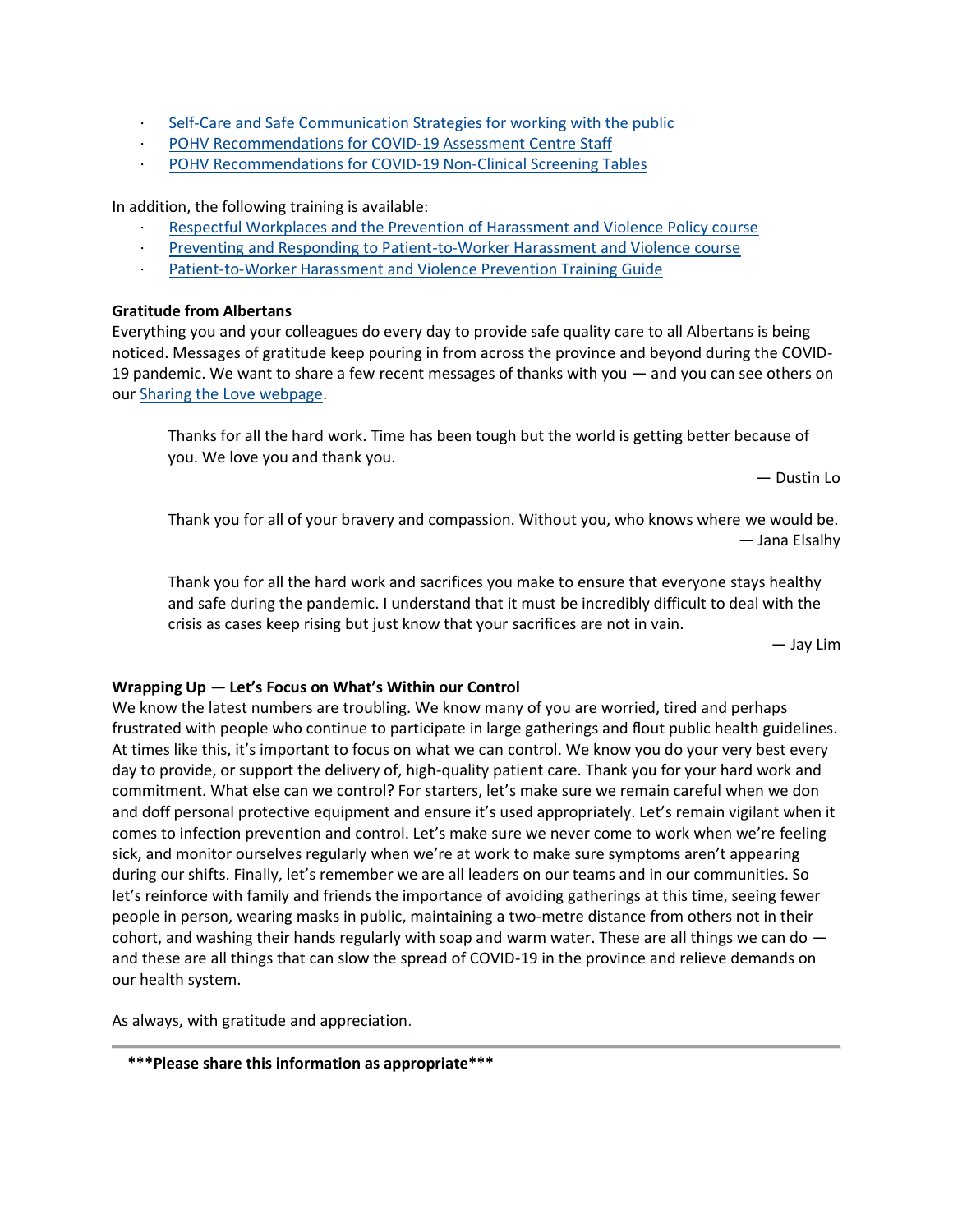- Self-Care and Safe Communication Strategies for working with the public
- POHV Recommendations for COVID-19 Assessment Centre Staff
- POHV Recommendations for COVID-19 Non-Clinical Screening Tables

In addition, the following training is available:

- Respectful Workplaces and the Prevention of Harassment and Violence Policy course
- Preventing and Responding to Patient-to-Worker Harassment and Violence course
- Patient-to-Worker Harassment and Violence Prevention Training Guide

**Gratitude from Albertans**

Everything you and your colleagues do every day to provide safe quality care to all Albertans is being noticed. Messages of gratitude keep pouring in from across the province and beyond during the COVID-19 pandemic. We want to share a few recent messages of thanks with you — and you can see others on our Sharing the Love webpage.

> Thanks for all the hard work. Time has been tough but the world is getting better because of you. We love you and thank you.
>
> — Dustin Lo

> Thank you for all of your bravery and compassion. Without you, who knows where we would be.
>
> — Jana Elsalhy

> Thank you for all the hard work and sacrifices you make to ensure that everyone stays healthy and safe during the pandemic. I understand that it must be incredibly difficult to deal with the crisis as cases keep rising but just know that your sacrifices are not in vain.
>
> — Jay Lim

**Wrapping Up — Let's Focus on What's Within our Control**

We know the latest numbers are troubling. We know many of you are worried, tired and perhaps frustrated with people who continue to participate in large gatherings and flout public health guidelines. At times like this, it's important to focus on what we can control. We know you do your very best every day to provide, or support the delivery of, high-quality patient care. Thank you for your hard work and commitment. What else can we control? For starters, let's make sure we remain careful when we don and doff personal protective equipment and ensure it's used appropriately. Let's remain vigilant when it comes to infection prevention and control. Let's make sure we never come to work when we're feeling sick, and monitor ourselves regularly when we're at work to make sure symptoms aren't appearing during our shifts. Finally, let's remember we are all leaders on our teams and in our communities. So let's reinforce with family and friends the importance of avoiding gatherings at this time, seeing fewer people in person, wearing masks in public, maintaining a two-metre distance from others not in their cohort, and washing their hands regularly with soap and warm water. These are all things we can do — and these are all things that can slow the spread of COVID-19 in the province and relieve demands on our health system.

As always, with gratitude and appreciation.

---

**\*\*\*Please share this information as appropriate\*\*\***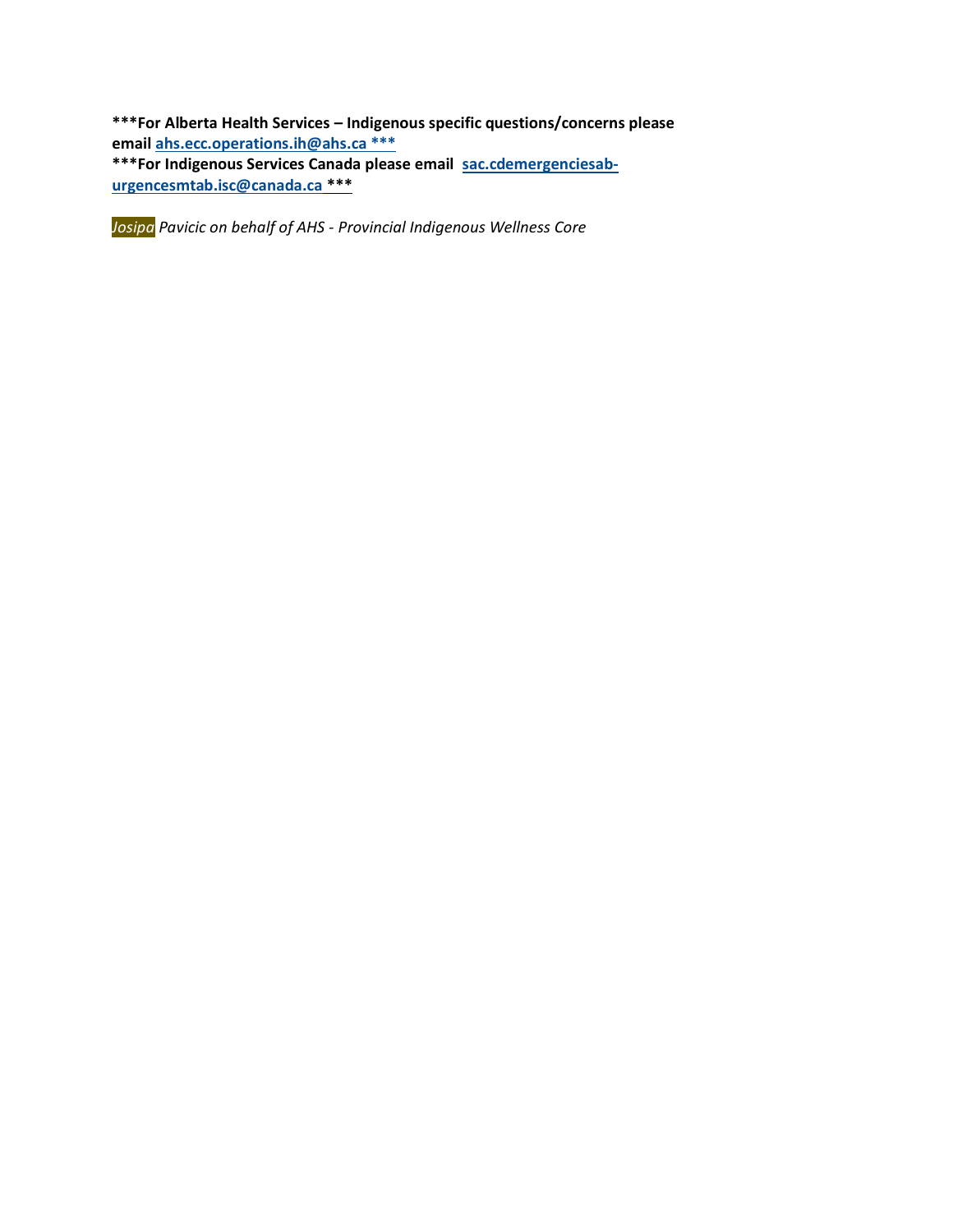**\*\*\*For Alberta Health Services – Indigenous specific questions/concerns please email [ahs.ecc.operations.ih@ahs.ca](mailto:ahs.ecc.operations.ih@ahs.ca) \*\*\***
**\*\*\*For Indigenous Services Canada please email [sac.cdemergenciesab-urgencesmtab.isc@canada.ca](mailto:sac.cdemergenciesab-urgencesmtab.isc@canada.ca) \*\*\***

*Josipa Pavicic on behalf of AHS - Provincial Indigenous Wellness Core*